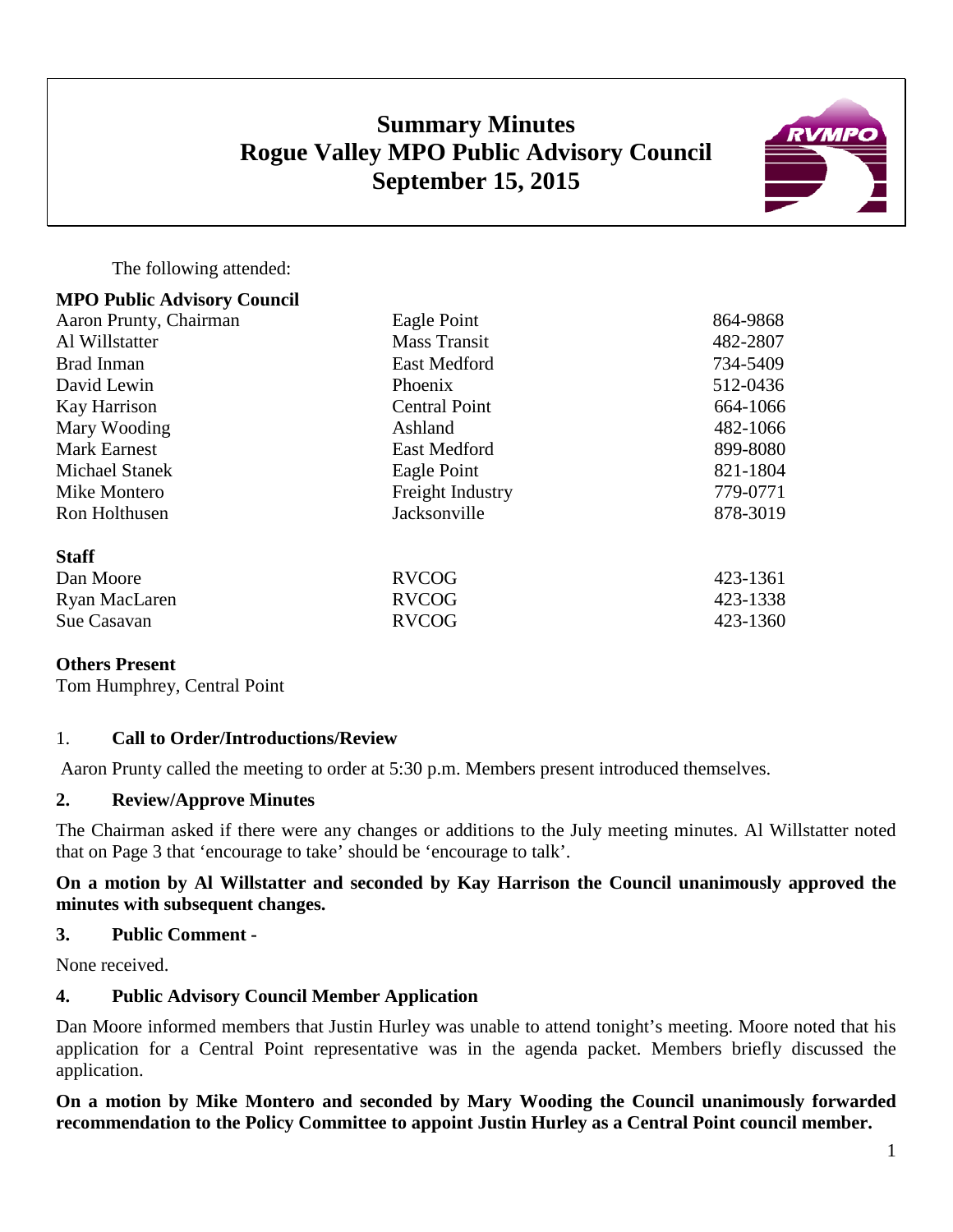# Summary Minutes
# Rogue Valley MPO Public Advisory Council
# September 15, 2015

The following attended:

**MPO Public Advisory Council**

| | | |
|---|---|---|
| Aaron Prunty, Chairman | Eagle Point | 864-9868 |
| Al Willstatter | Mass Transit | 482-2807 |
| Brad Inman | East Medford | 734-5409 |
| David Lewin | Phoenix | 512-0436 |
| Kay Harrison | Central Point | 664-1066 |
| Mary Wooding | Ashland | 482-1066 |
| Mark Earnest | East Medford | 899-8080 |
| Michael Stanek | Eagle Point | 821-1804 |
| Mike Montero | Freight Industry | 779-0771 |
| Ron Holthusen | Jacksonville | 878-3019 |

**Staff**

| | | |
|---|---|---|
| Dan Moore | RVCOG | 423-1361 |
| Ryan MacLaren | RVCOG | 423-1338 |
| Sue Casavan | RVCOG | 423-1360 |

**Others Present**

Tom Humphrey, Central Point

## 1. Call to Order/Introductions/Review

Aaron Prunty called the meeting to order at 5:30 p.m. Members present introduced themselves.

## 2. Review/Approve Minutes

The Chairman asked if there were any changes or additions to the July meeting minutes. Al Willstatter noted that on Page 3 that 'encourage to take' should be 'encourage to talk'.

**On a motion by Al Willstatter and seconded by Kay Harrison the Council unanimously approved the minutes with subsequent changes.**

## 3. Public Comment -

None received.

## 4. Public Advisory Council Member Application

Dan Moore informed members that Justin Hurley was unable to attend tonight's meeting. Moore noted that his application for a Central Point representative was in the agenda packet. Members briefly discussed the application.

**On a motion by Mike Montero and seconded by Mary Wooding the Council unanimously forwarded recommendation to the Policy Committee to appoint Justin Hurley as a Central Point council member.**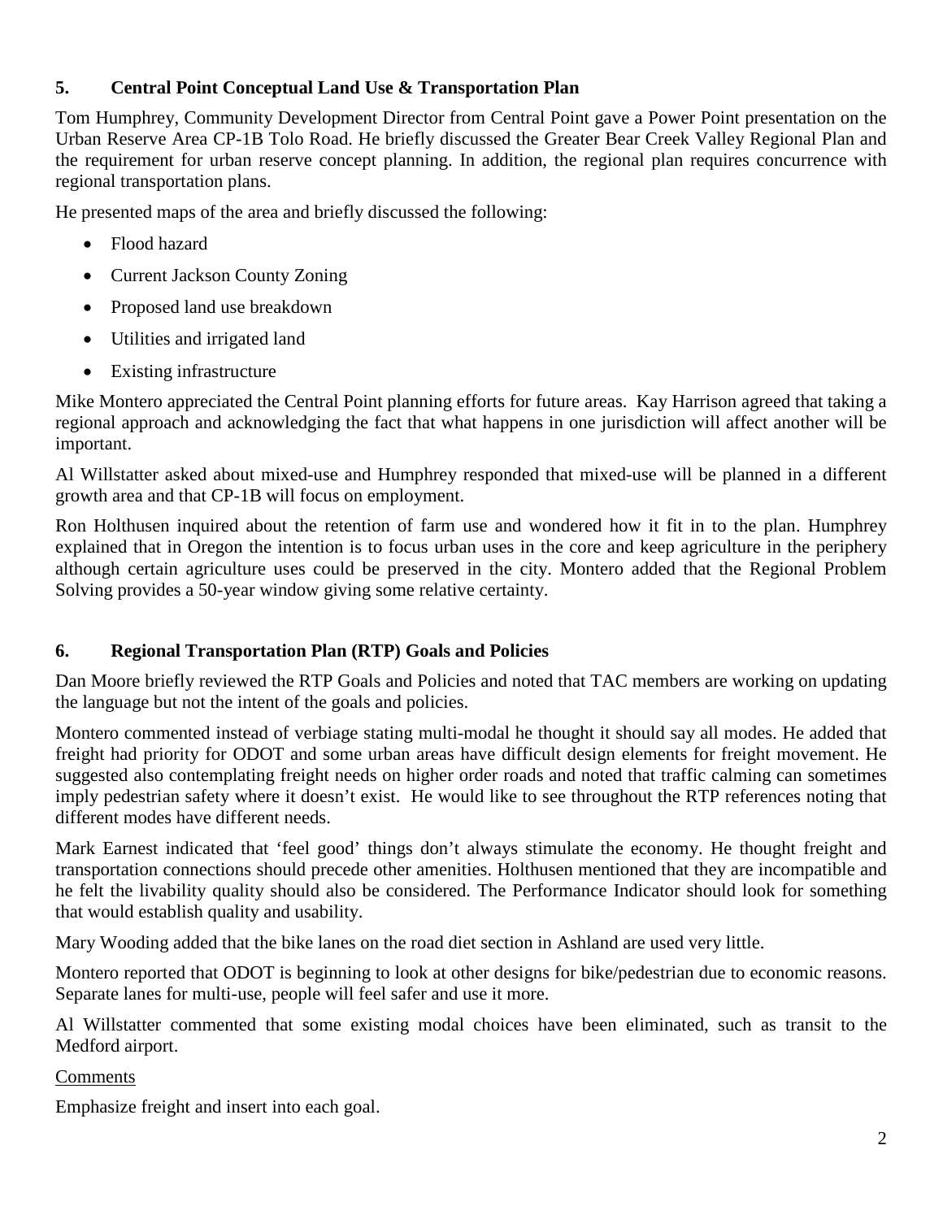## 5. Central Point Conceptual Land Use & Transportation Plan

Tom Humphrey, Community Development Director from Central Point gave a Power Point presentation on the Urban Reserve Area CP-1B Tolo Road. He briefly discussed the Greater Bear Creek Valley Regional Plan and the requirement for urban reserve concept planning. In addition, the regional plan requires concurrence with regional transportation plans.

He presented maps of the area and briefly discussed the following:

- Flood hazard
- Current Jackson County Zoning
- Proposed land use breakdown
- Utilities and irrigated land
- Existing infrastructure

Mike Montero appreciated the Central Point planning efforts for future areas. Kay Harrison agreed that taking a regional approach and acknowledging the fact that what happens in one jurisdiction will affect another will be important.

Al Willstatter asked about mixed-use and Humphrey responded that mixed-use will be planned in a different growth area and that CP-1B will focus on employment.

Ron Holthusen inquired about the retention of farm use and wondered how it fit in to the plan. Humphrey explained that in Oregon the intention is to focus urban uses in the core and keep agriculture in the periphery although certain agriculture uses could be preserved in the city. Montero added that the Regional Problem Solving provides a 50-year window giving some relative certainty.

## 6. Regional Transportation Plan (RTP) Goals and Policies

Dan Moore briefly reviewed the RTP Goals and Policies and noted that TAC members are working on updating the language but not the intent of the goals and policies.

Montero commented instead of verbiage stating multi-modal he thought it should say all modes. He added that freight had priority for ODOT and some urban areas have difficult design elements for freight movement. He suggested also contemplating freight needs on higher order roads and noted that traffic calming can sometimes imply pedestrian safety where it doesn't exist. He would like to see throughout the RTP references noting that different modes have different needs.

Mark Earnest indicated that 'feel good' things don't always stimulate the economy. He thought freight and transportation connections should precede other amenities. Holthusen mentioned that they are incompatible and he felt the livability quality should also be considered. The Performance Indicator should look for something that would establish quality and usability.

Mary Wooding added that the bike lanes on the road diet section in Ashland are used very little.

Montero reported that ODOT is beginning to look at other designs for bike/pedestrian due to economic reasons. Separate lanes for multi-use, people will feel safer and use it more.

Al Willstatter commented that some existing modal choices have been eliminated, such as transit to the Medford airport.

<u>Comments</u>

Emphasize freight and insert into each goal.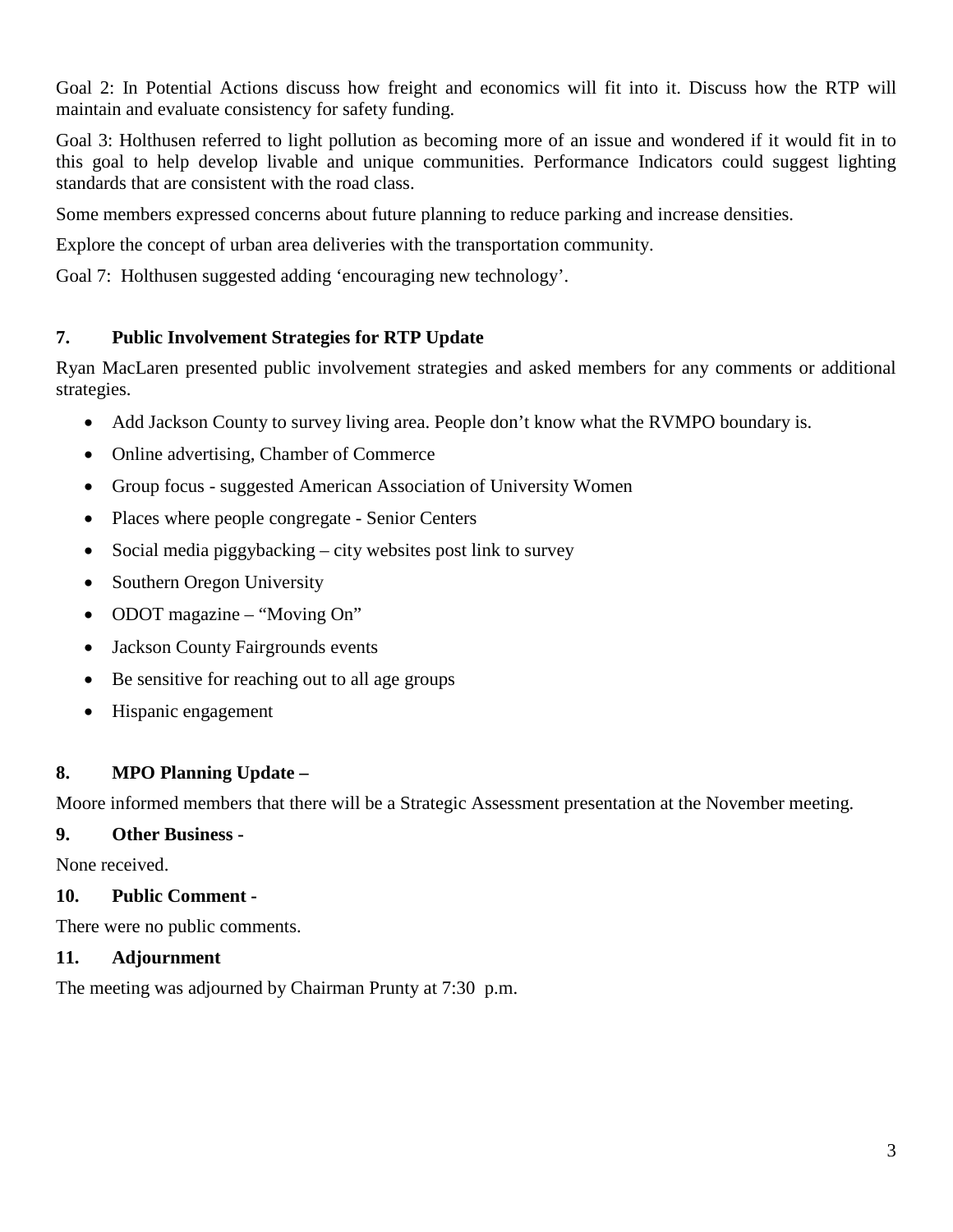Goal 2: In Potential Actions discuss how freight and economics will fit into it. Discuss how the RTP will maintain and evaluate consistency for safety funding.

Goal 3: Holthusen referred to light pollution as becoming more of an issue and wondered if it would fit in to this goal to help develop livable and unique communities. Performance Indicators could suggest lighting standards that are consistent with the road class.

Some members expressed concerns about future planning to reduce parking and increase densities.

Explore the concept of urban area deliveries with the transportation community.

Goal 7: Holthusen suggested adding 'encouraging new technology'.

**7. Public Involvement Strategies for RTP Update**

Ryan MacLaren presented public involvement strategies and asked members for any comments or additional strategies.

- Add Jackson County to survey living area. People don't know what the RVMPO boundary is.
- Online advertising, Chamber of Commerce
- Group focus - suggested American Association of University Women
- Places where people congregate - Senior Centers
- Social media piggybacking – city websites post link to survey
- Southern Oregon University
- ODOT magazine – "Moving On"
- Jackson County Fairgrounds events
- Be sensitive for reaching out to all age groups
- Hispanic engagement

**8. MPO Planning Update –**

Moore informed members that there will be a Strategic Assessment presentation at the November meeting.

**9. Other Business -**

None received.

**10. Public Comment -**

There were no public comments.

**11. Adjournment**

The meeting was adjourned by Chairman Prunty at 7:30 p.m.